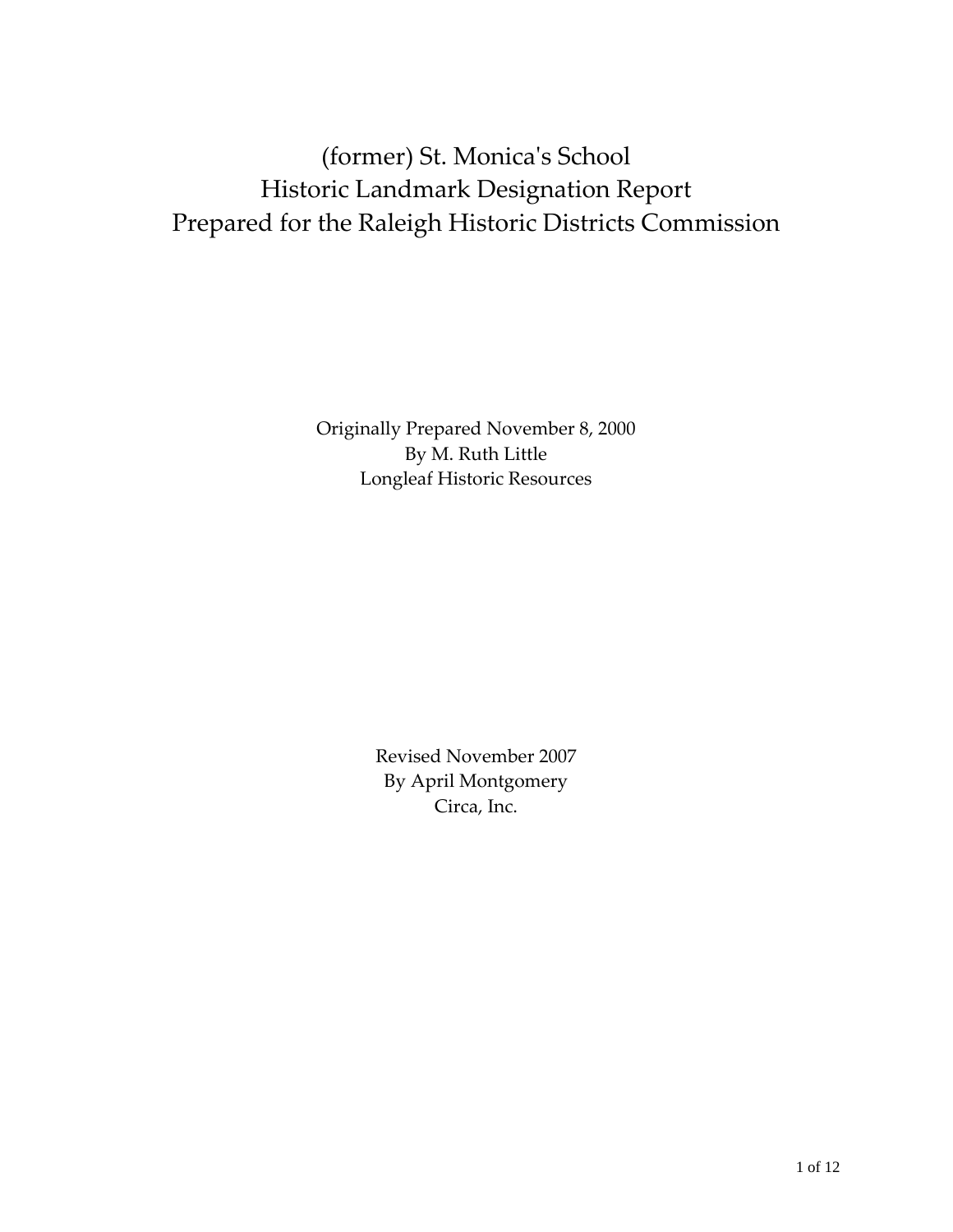# (former) St. Monica's School
# Historic Landmark Designation Report
# Prepared for the Raleigh Historic Districts Commission

Originally Prepared November 8, 2000
By M. Ruth Little
Longleaf Historic Resources

Revised November 2007
By April Montgomery
Circa, Inc.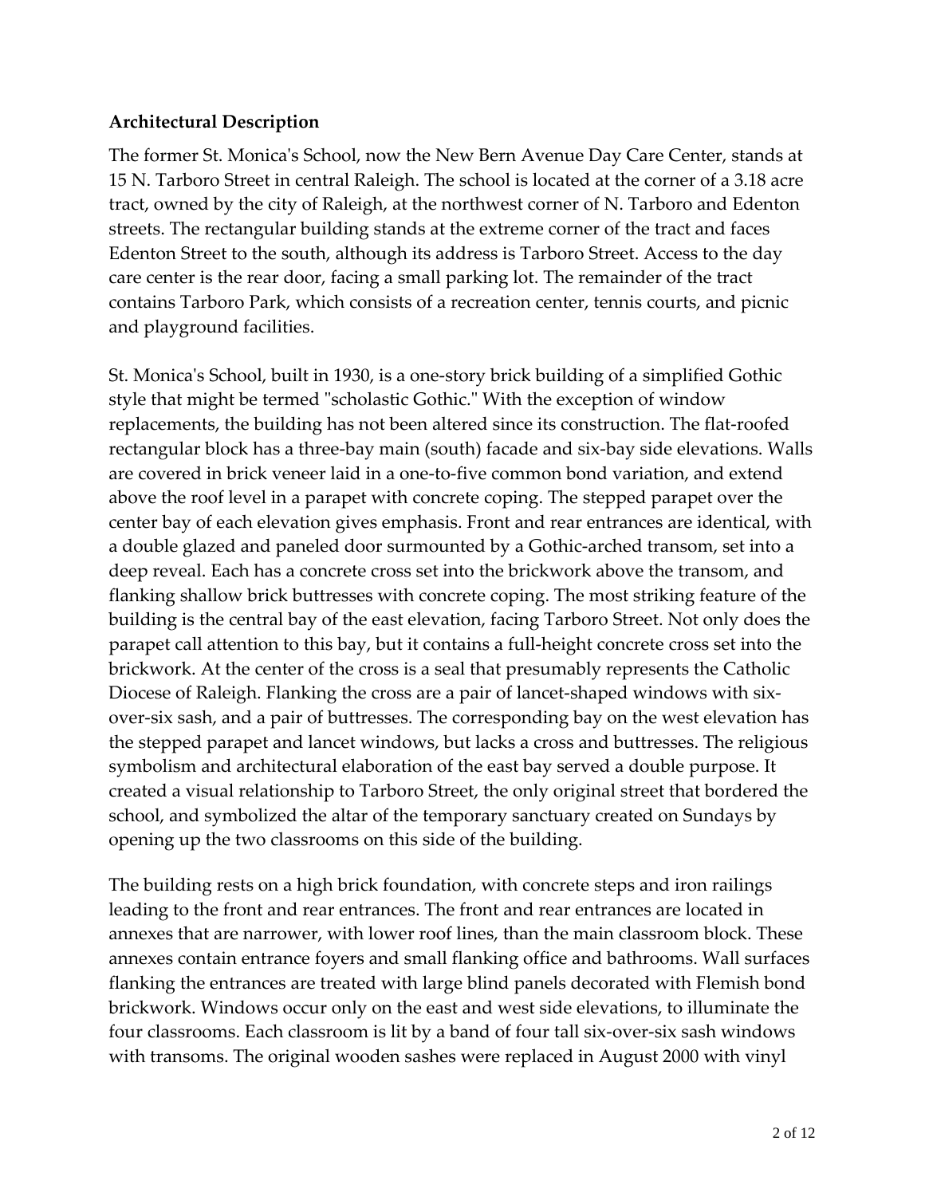**Architectural Description**

The former St. Monica's School, now the New Bern Avenue Day Care Center, stands at 15 N. Tarboro Street in central Raleigh. The school is located at the corner of a 3.18 acre tract, owned by the city of Raleigh, at the northwest corner of N. Tarboro and Edenton streets. The rectangular building stands at the extreme corner of the tract and faces Edenton Street to the south, although its address is Tarboro Street. Access to the day care center is the rear door, facing a small parking lot. The remainder of the tract contains Tarboro Park, which consists of a recreation center, tennis courts, and picnic and playground facilities.

St. Monica's School, built in 1930, is a one-story brick building of a simplified Gothic style that might be termed "scholastic Gothic." With the exception of window replacements, the building has not been altered since its construction. The flat-roofed rectangular block has a three-bay main (south) facade and six-bay side elevations. Walls are covered in brick veneer laid in a one-to-five common bond variation, and extend above the roof level in a parapet with concrete coping. The stepped parapet over the center bay of each elevation gives emphasis. Front and rear entrances are identical, with a double glazed and paneled door surmounted by a Gothic-arched transom, set into a deep reveal. Each has a concrete cross set into the brickwork above the transom, and flanking shallow brick buttresses with concrete coping. The most striking feature of the building is the central bay of the east elevation, facing Tarboro Street. Not only does the parapet call attention to this bay, but it contains a full-height concrete cross set into the brickwork. At the center of the cross is a seal that presumably represents the Catholic Diocese of Raleigh. Flanking the cross are a pair of lancet-shaped windows with six-over-six sash, and a pair of buttresses. The corresponding bay on the west elevation has the stepped parapet and lancet windows, but lacks a cross and buttresses. The religious symbolism and architectural elaboration of the east bay served a double purpose. It created a visual relationship to Tarboro Street, the only original street that bordered the school, and symbolized the altar of the temporary sanctuary created on Sundays by opening up the two classrooms on this side of the building.

The building rests on a high brick foundation, with concrete steps and iron railings leading to the front and rear entrances. The front and rear entrances are located in annexes that are narrower, with lower roof lines, than the main classroom block. These annexes contain entrance foyers and small flanking office and bathrooms. Wall surfaces flanking the entrances are treated with large blind panels decorated with Flemish bond brickwork. Windows occur only on the east and west side elevations, to illuminate the four classrooms. Each classroom is lit by a band of four tall six-over-six sash windows with transoms. The original wooden sashes were replaced in August 2000 with vinyl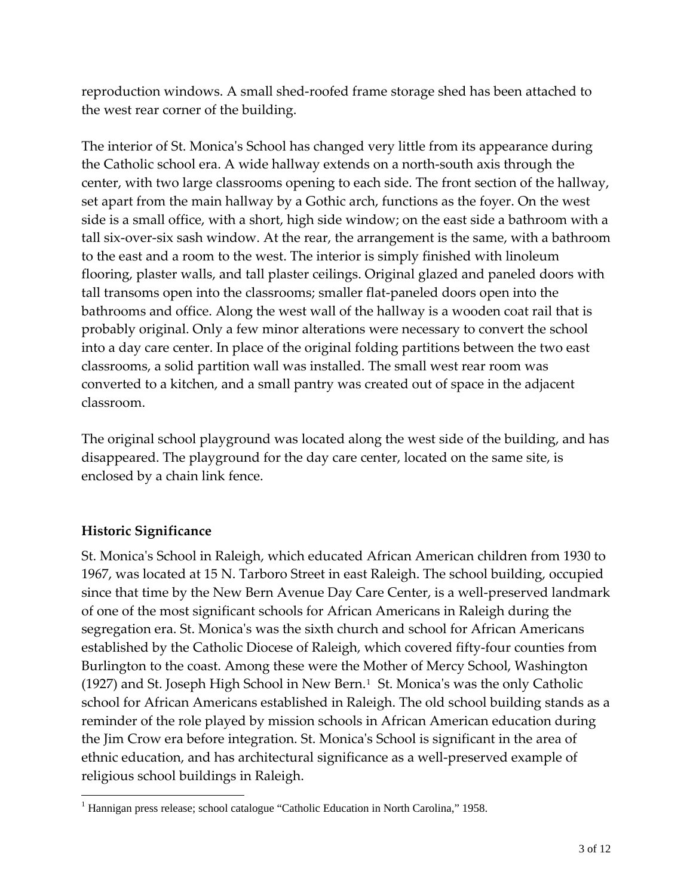reproduction windows. A small shed-roofed frame storage shed has been attached to the west rear corner of the building.

The interior of St. Monica's School has changed very little from its appearance during the Catholic school era. A wide hallway extends on a north-south axis through the center, with two large classrooms opening to each side. The front section of the hallway, set apart from the main hallway by a Gothic arch, functions as the foyer. On the west side is a small office, with a short, high side window; on the east side a bathroom with a tall six-over-six sash window. At the rear, the arrangement is the same, with a bathroom to the east and a room to the west. The interior is simply finished with linoleum flooring, plaster walls, and tall plaster ceilings. Original glazed and paneled doors with tall transoms open into the classrooms; smaller flat-paneled doors open into the bathrooms and office. Along the west wall of the hallway is a wooden coat rail that is probably original. Only a few minor alterations were necessary to convert the school into a day care center. In place of the original folding partitions between the two east classrooms, a solid partition wall was installed. The small west rear room was converted to a kitchen, and a small pantry was created out of space in the adjacent classroom.

The original school playground was located along the west side of the building, and has disappeared. The playground for the day care center, located on the same site, is enclosed by a chain link fence.

## Historic Significance

St. Monica's School in Raleigh, which educated African American children from 1930 to 1967, was located at 15 N. Tarboro Street in east Raleigh. The school building, occupied since that time by the New Bern Avenue Day Care Center, is a well-preserved landmark of one of the most significant schools for African Americans in Raleigh during the segregation era. St. Monica's was the sixth church and school for African Americans established by the Catholic Diocese of Raleigh, which covered fifty-four counties from Burlington to the coast. Among these were the Mother of Mercy School, Washington (1927) and St. Joseph High School in New Bern.[1] St. Monica's was the only Catholic school for African Americans established in Raleigh. The old school building stands as a reminder of the role played by mission schools in African American education during the Jim Crow era before integration. St. Monica's School is significant in the area of ethnic education, and has architectural significance as a well-preserved example of religious school buildings in Raleigh.

[1] Hannigan press release; school catalogue "Catholic Education in North Carolina," 1958.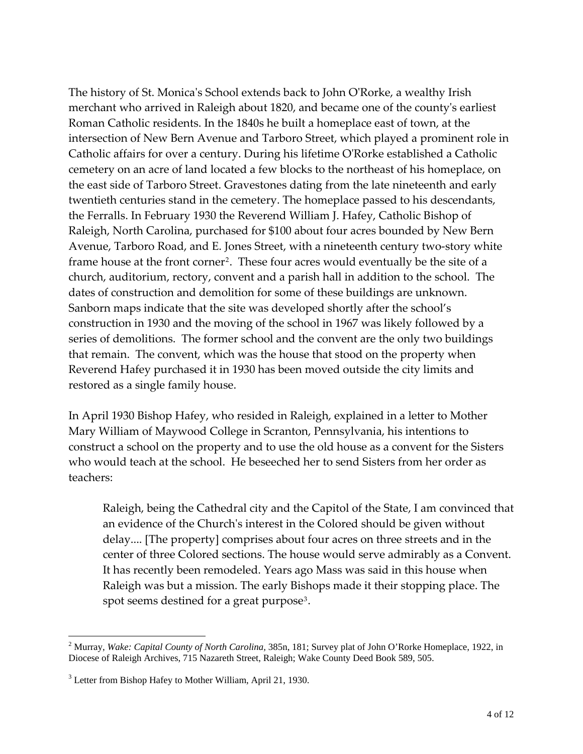The history of St. Monica's School extends back to John O'Rorke, a wealthy Irish merchant who arrived in Raleigh about 1820, and became one of the county's earliest Roman Catholic residents. In the 1840s he built a homeplace east of town, at the intersection of New Bern Avenue and Tarboro Street, which played a prominent role in Catholic affairs for over a century. During his lifetime O'Rorke established a Catholic cemetery on an acre of land located a few blocks to the northeast of his homeplace, on the east side of Tarboro Street. Gravestones dating from the late nineteenth and early twentieth centuries stand in the cemetery. The homeplace passed to his descendants, the Ferralls. In February 1930 the Reverend William J. Hafey, Catholic Bishop of Raleigh, North Carolina, purchased for $100 about four acres bounded by New Bern Avenue, Tarboro Road, and E. Jones Street, with a nineteenth century two-story white frame house at the front corner[2]. These four acres would eventually be the site of a church, auditorium, rectory, convent and a parish hall in addition to the school. The dates of construction and demolition for some of these buildings are unknown. Sanborn maps indicate that the site was developed shortly after the school's construction in 1930 and the moving of the school in 1967 was likely followed by a series of demolitions. The former school and the convent are the only two buildings that remain. The convent, which was the house that stood on the property when Reverend Hafey purchased it in 1930 has been moved outside the city limits and restored as a single family house.

In April 1930 Bishop Hafey, who resided in Raleigh, explained in a letter to Mother Mary William of Maywood College in Scranton, Pennsylvania, his intentions to construct a school on the property and to use the old house as a convent for the Sisters who would teach at the school. He beseeched her to send Sisters from her order as teachers:

> Raleigh, being the Cathedral city and the Capitol of the State, I am convinced that an evidence of the Church's interest in the Colored should be given without delay.... [The property] comprises about four acres on three streets and in the center of three Colored sections. The house would serve admirably as a Convent. It has recently been remodeled. Years ago Mass was said in this house when Raleigh was but a mission. The early Bishops made it their stopping place. The spot seems destined for a great purpose[3].

---

[2] Murray, *Wake: Capital County of North Carolina*, 385n, 181; Survey plat of John O'Rorke Homeplace, 1922, in Diocese of Raleigh Archives, 715 Nazareth Street, Raleigh; Wake County Deed Book 589, 505.

[3] Letter from Bishop Hafey to Mother William, April 21, 1930.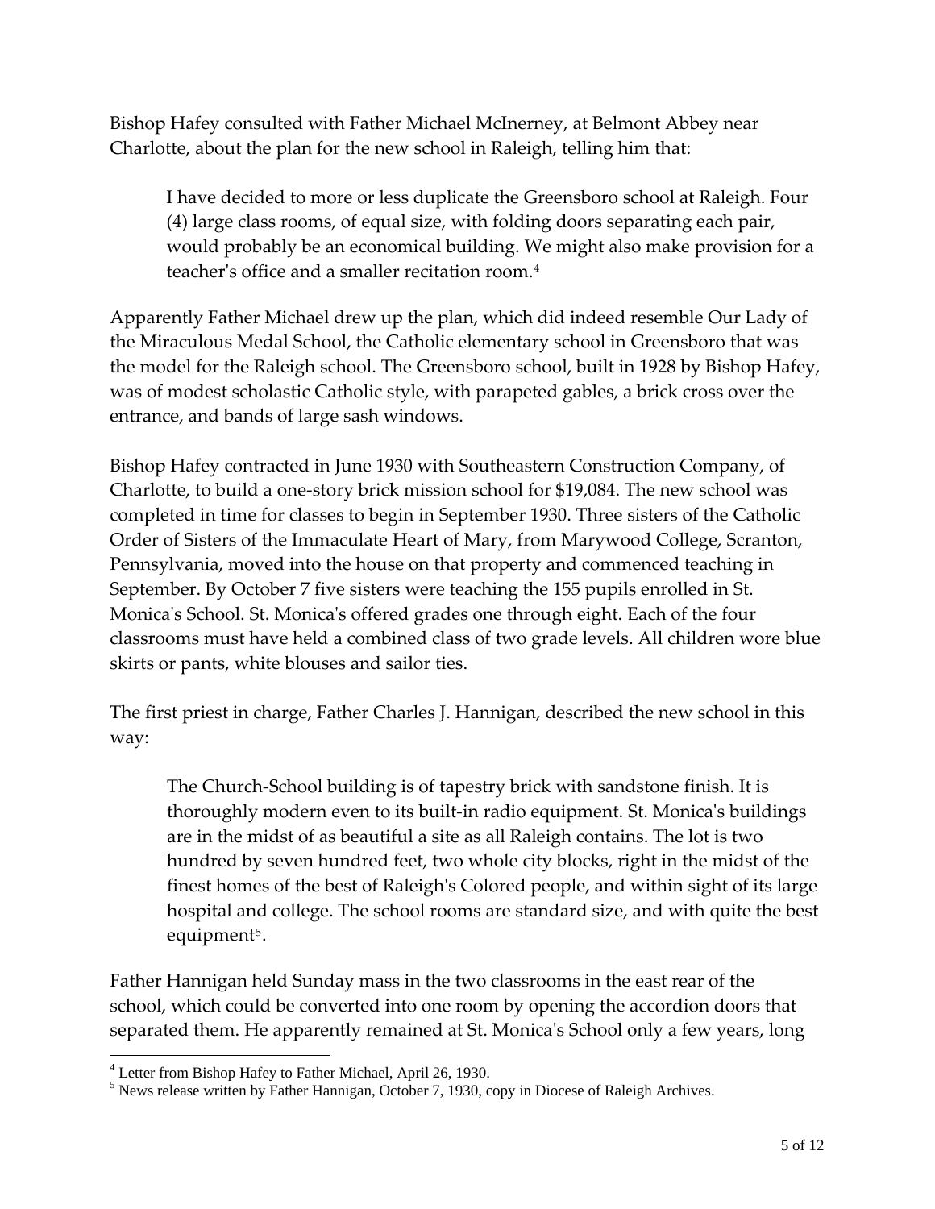Bishop Hafey consulted with Father Michael McInerney, at Belmont Abbey near Charlotte, about the plan for the new school in Raleigh, telling him that:

> I have decided to more or less duplicate the Greensboro school at Raleigh. Four (4) large class rooms, of equal size, with folding doors separating each pair, would probably be an economical building. We might also make provision for a teacher's office and a smaller recitation room.[4]

Apparently Father Michael drew up the plan, which did indeed resemble Our Lady of the Miraculous Medal School, the Catholic elementary school in Greensboro that was the model for the Raleigh school. The Greensboro school, built in 1928 by Bishop Hafey, was of modest scholastic Catholic style, with parapeted gables, a brick cross over the entrance, and bands of large sash windows.

Bishop Hafey contracted in June 1930 with Southeastern Construction Company, of Charlotte, to build a one-story brick mission school for $19,084. The new school was completed in time for classes to begin in September 1930. Three sisters of the Catholic Order of Sisters of the Immaculate Heart of Mary, from Marywood College, Scranton, Pennsylvania, moved into the house on that property and commenced teaching in September. By October 7 five sisters were teaching the 155 pupils enrolled in St. Monica's School. St. Monica's offered grades one through eight. Each of the four classrooms must have held a combined class of two grade levels. All children wore blue skirts or pants, white blouses and sailor ties.

The first priest in charge, Father Charles J. Hannigan, described the new school in this way:

> The Church-School building is of tapestry brick with sandstone finish. It is thoroughly modern even to its built-in radio equipment. St. Monica's buildings are in the midst of as beautiful a site as all Raleigh contains. The lot is two hundred by seven hundred feet, two whole city blocks, right in the midst of the finest homes of the best of Raleigh's Colored people, and within sight of its large hospital and college. The school rooms are standard size, and with quite the best equipment[5].

Father Hannigan held Sunday mass in the two classrooms in the east rear of the school, which could be converted into one room by opening the accordion doors that separated them. He apparently remained at St. Monica's School only a few years, long

---

[4] Letter from Bishop Hafey to Father Michael, April 26, 1930.

[5] News release written by Father Hannigan, October 7, 1930, copy in Diocese of Raleigh Archives.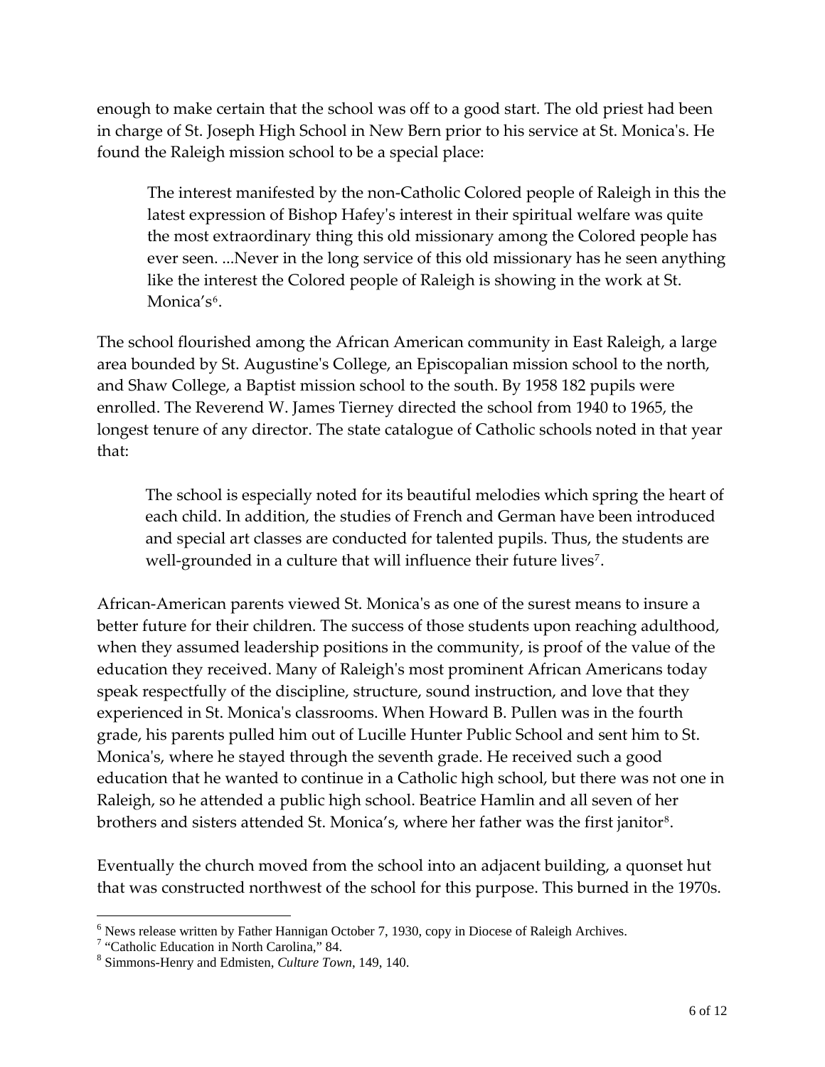enough to make certain that the school was off to a good start. The old priest had been in charge of St. Joseph High School in New Bern prior to his service at St. Monica's. He found the Raleigh mission school to be a special place:

> The interest manifested by the non-Catholic Colored people of Raleigh in this the latest expression of Bishop Hafey's interest in their spiritual welfare was quite the most extraordinary thing this old missionary among the Colored people has ever seen. ...Never in the long service of this old missionary has he seen anything like the interest the Colored people of Raleigh is showing in the work at St. Monica's[6].

The school flourished among the African American community in East Raleigh, a large area bounded by St. Augustine's College, an Episcopalian mission school to the north, and Shaw College, a Baptist mission school to the south. By 1958 182 pupils were enrolled. The Reverend W. James Tierney directed the school from 1940 to 1965, the longest tenure of any director. The state catalogue of Catholic schools noted in that year that:

> The school is especially noted for its beautiful melodies which spring the heart of each child. In addition, the studies of French and German have been introduced and special art classes are conducted for talented pupils. Thus, the students are well-grounded in a culture that will influence their future lives[7].

African-American parents viewed St. Monica's as one of the surest means to insure a better future for their children. The success of those students upon reaching adulthood, when they assumed leadership positions in the community, is proof of the value of the education they received. Many of Raleigh's most prominent African Americans today speak respectfully of the discipline, structure, sound instruction, and love that they experienced in St. Monica's classrooms. When Howard B. Pullen was in the fourth grade, his parents pulled him out of Lucille Hunter Public School and sent him to St. Monica's, where he stayed through the seventh grade. He received such a good education that he wanted to continue in a Catholic high school, but there was not one in Raleigh, so he attended a public high school. Beatrice Hamlin and all seven of her brothers and sisters attended St. Monica's, where her father was the first janitor[8].

Eventually the church moved from the school into an adjacent building, a quonset hut that was constructed northwest of the school for this purpose. This burned in the 1970s.

---

[6] News release written by Father Hannigan October 7, 1930, copy in Diocese of Raleigh Archives.
[7] "Catholic Education in North Carolina," 84.
[8] Simmons-Henry and Edmisten, *Culture Town*, 149, 140.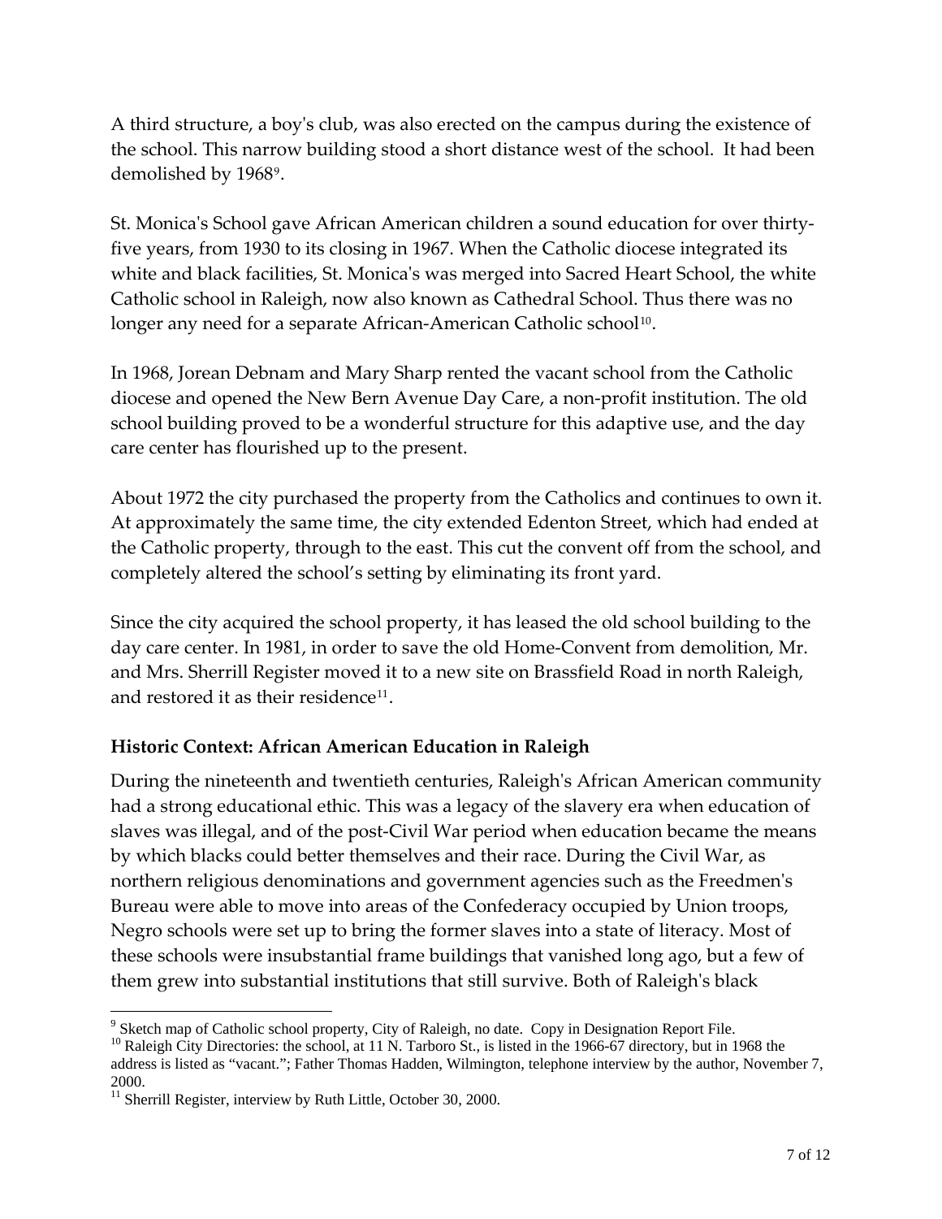A third structure, a boy's club, was also erected on the campus during the existence of the school. This narrow building stood a short distance west of the school. It had been demolished by 1968[9].

St. Monica's School gave African American children a sound education for over thirty-five years, from 1930 to its closing in 1967. When the Catholic diocese integrated its white and black facilities, St. Monica's was merged into Sacred Heart School, the white Catholic school in Raleigh, now also known as Cathedral School. Thus there was no longer any need for a separate African-American Catholic school[10].

In 1968, Jorean Debnam and Mary Sharp rented the vacant school from the Catholic diocese and opened the New Bern Avenue Day Care, a non-profit institution. The old school building proved to be a wonderful structure for this adaptive use, and the day care center has flourished up to the present.

About 1972 the city purchased the property from the Catholics and continues to own it. At approximately the same time, the city extended Edenton Street, which had ended at the Catholic property, through to the east. This cut the convent off from the school, and completely altered the school's setting by eliminating its front yard.

Since the city acquired the school property, it has leased the old school building to the day care center. In 1981, in order to save the old Home-Convent from demolition, Mr. and Mrs. Sherrill Register moved it to a new site on Brassfield Road in north Raleigh, and restored it as their residence[11].

### Historic Context: African American Education in Raleigh

During the nineteenth and twentieth centuries, Raleigh's African American community had a strong educational ethic. This was a legacy of the slavery era when education of slaves was illegal, and of the post-Civil War period when education became the means by which blacks could better themselves and their race. During the Civil War, as northern religious denominations and government agencies such as the Freedmen's Bureau were able to move into areas of the Confederacy occupied by Union troops, Negro schools were set up to bring the former slaves into a state of literacy. Most of these schools were insubstantial frame buildings that vanished long ago, but a few of them grew into substantial institutions that still survive. Both of Raleigh's black

---

[9] Sketch map of Catholic school property, City of Raleigh, no date. Copy in Designation Report File.

[10] Raleigh City Directories: the school, at 11 N. Tarboro St., is listed in the 1966-67 directory, but in 1968 the address is listed as "vacant."; Father Thomas Hadden, Wilmington, telephone interview by the author, November 7, 2000.

[11] Sherrill Register, interview by Ruth Little, October 30, 2000.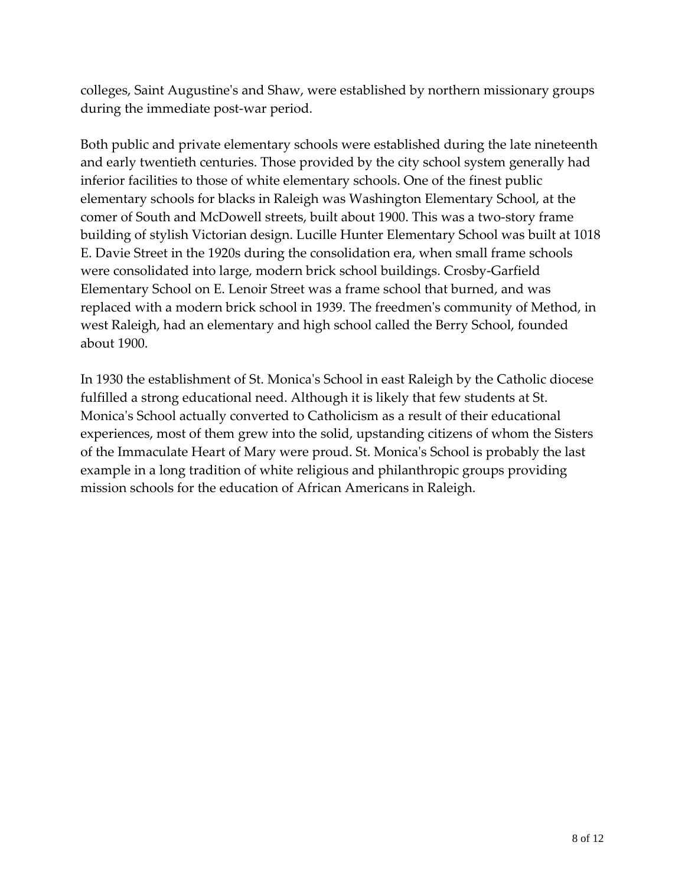colleges, Saint Augustine's and Shaw, were established by northern missionary groups during the immediate post-war period.

Both public and private elementary schools were established during the late nineteenth and early twentieth centuries. Those provided by the city school system generally had inferior facilities to those of white elementary schools. One of the finest public elementary schools for blacks in Raleigh was Washington Elementary School, at the comer of South and McDowell streets, built about 1900. This was a two-story frame building of stylish Victorian design. Lucille Hunter Elementary School was built at 1018 E. Davie Street in the 1920s during the consolidation era, when small frame schools were consolidated into large, modern brick school buildings. Crosby-Garfield Elementary School on E. Lenoir Street was a frame school that burned, and was replaced with a modern brick school in 1939. The freedmen's community of Method, in west Raleigh, had an elementary and high school called the Berry School, founded about 1900.

In 1930 the establishment of St. Monica's School in east Raleigh by the Catholic diocese fulfilled a strong educational need. Although it is likely that few students at St. Monica's School actually converted to Catholicism as a result of their educational experiences, most of them grew into the solid, upstanding citizens of whom the Sisters of the Immaculate Heart of Mary were proud. St. Monica's School is probably the last example in a long tradition of white religious and philanthropic groups providing mission schools for the education of African Americans in Raleigh.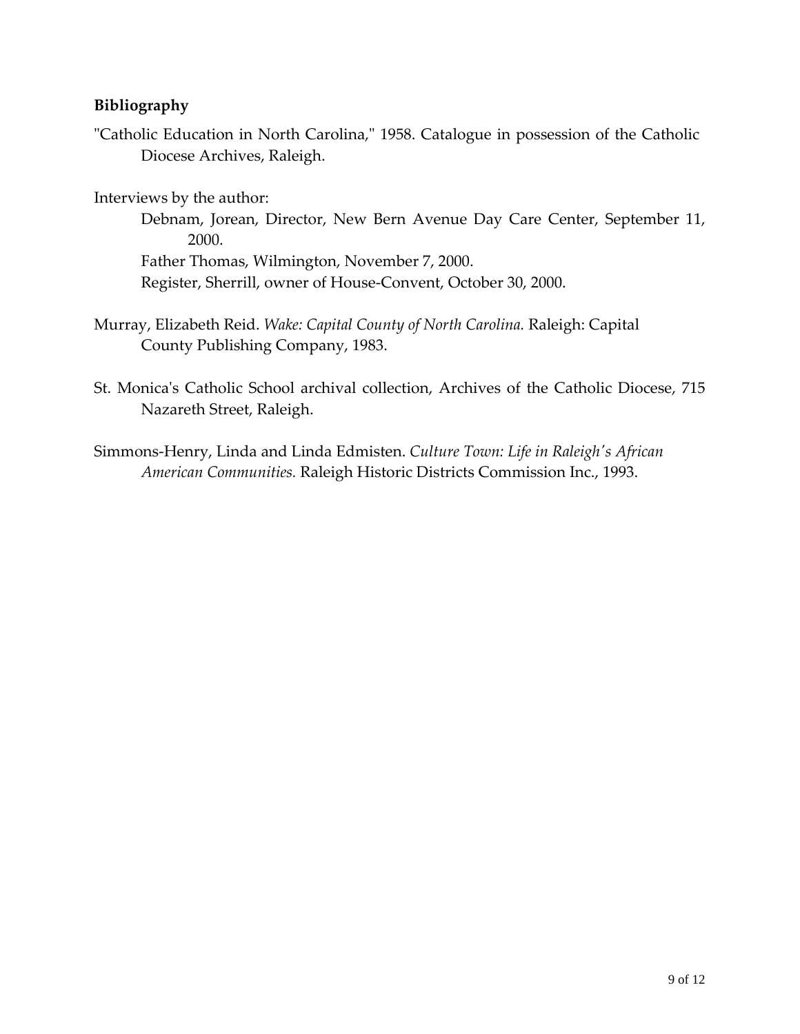## Bibliography

"Catholic Education in North Carolina," 1958. Catalogue in possession of the Catholic Diocese Archives, Raleigh.

Interviews by the author:

- Debnam, Jorean, Director, New Bern Avenue Day Care Center, September 11, 2000.
- Father Thomas, Wilmington, November 7, 2000.
- Register, Sherrill, owner of House-Convent, October 30, 2000.

Murray, Elizabeth Reid. *Wake: Capital County of North Carolina.* Raleigh: Capital County Publishing Company, 1983.

St. Monica's Catholic School archival collection, Archives of the Catholic Diocese, 715 Nazareth Street, Raleigh.

Simmons-Henry, Linda and Linda Edmisten. *Culture Town: Life in Raleigh's African American Communities.* Raleigh Historic Districts Commission Inc., 1993.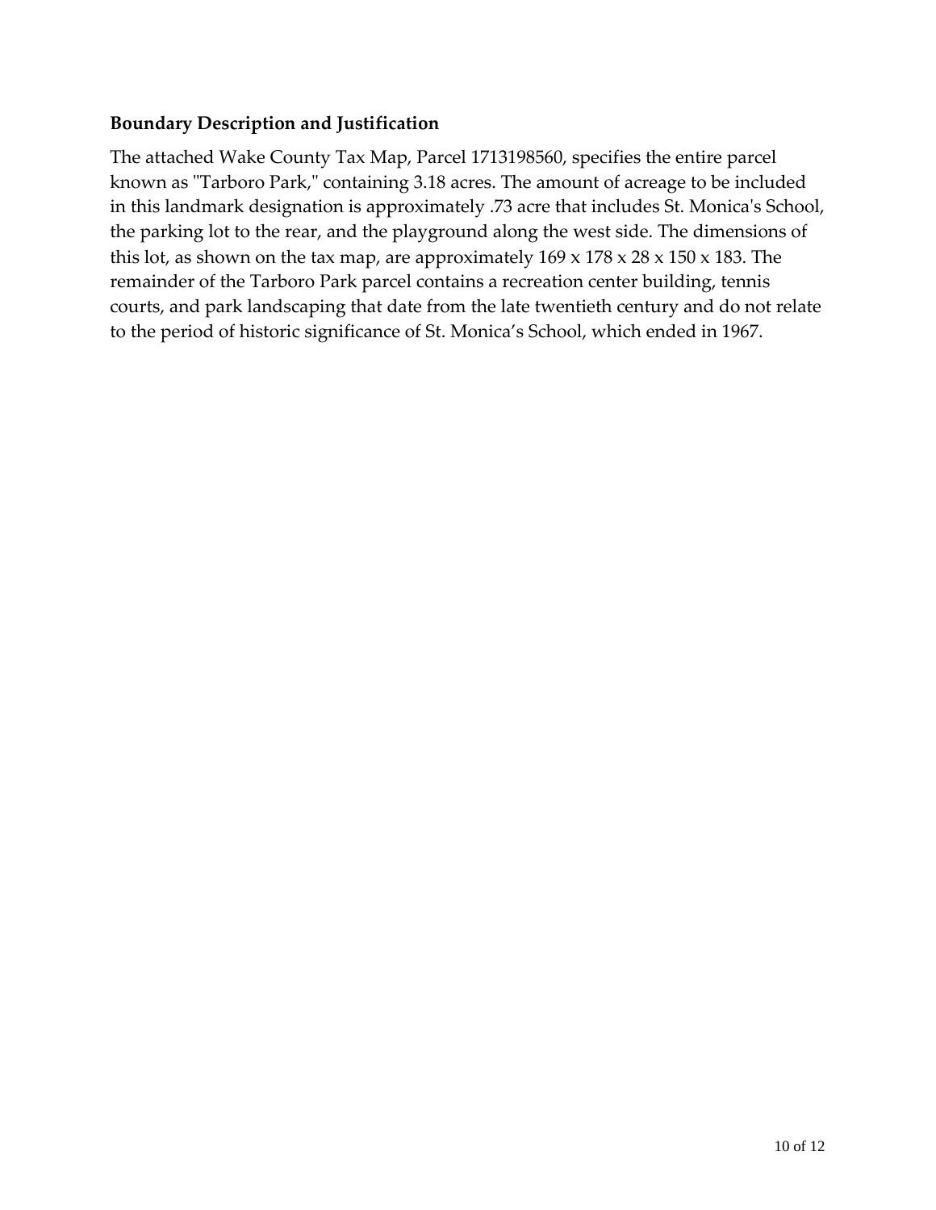## Boundary Description and Justification

The attached Wake County Tax Map, Parcel 1713198560, specifies the entire parcel known as "Tarboro Park," containing 3.18 acres. The amount of acreage to be included in this landmark designation is approximately .73 acre that includes St. Monica's School, the parking lot to the rear, and the playground along the west side. The dimensions of this lot, as shown on the tax map, are approximately 169 x 178 x 28 x 150 x 183. The remainder of the Tarboro Park parcel contains a recreation center building, tennis courts, and park landscaping that date from the late twentieth century and do not relate to the period of historic significance of St. Monica's School, which ended in 1967.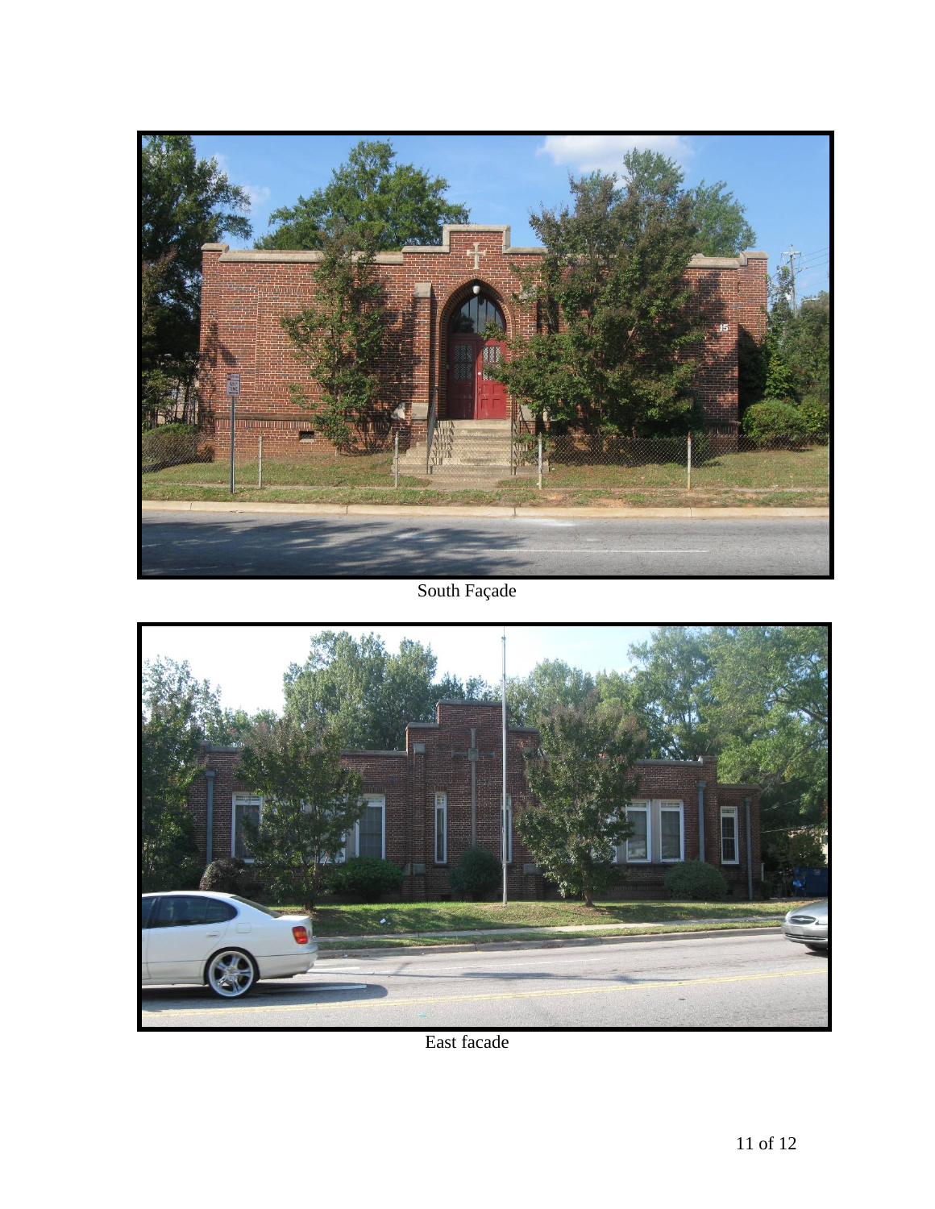South Façade

East facade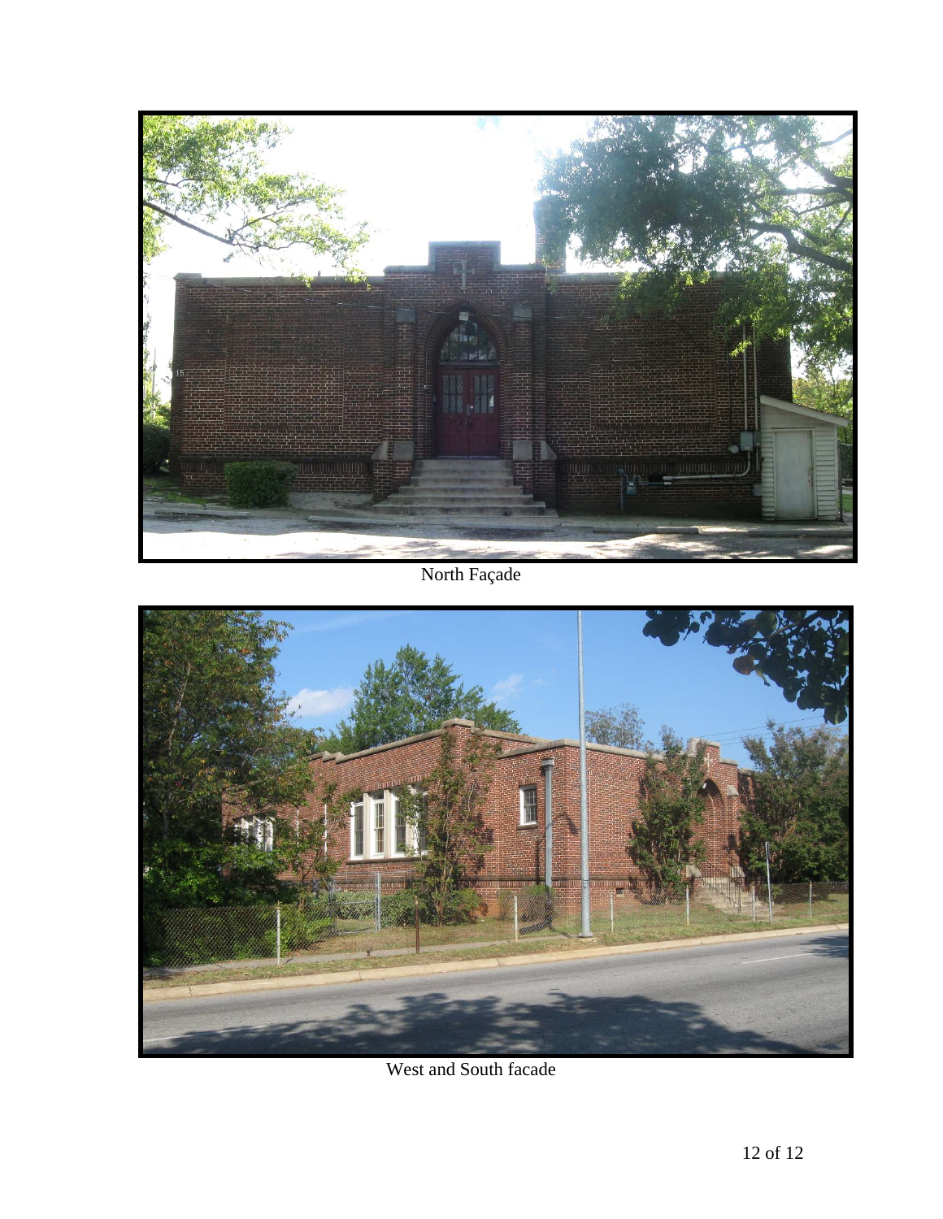North Façade

West and South facade